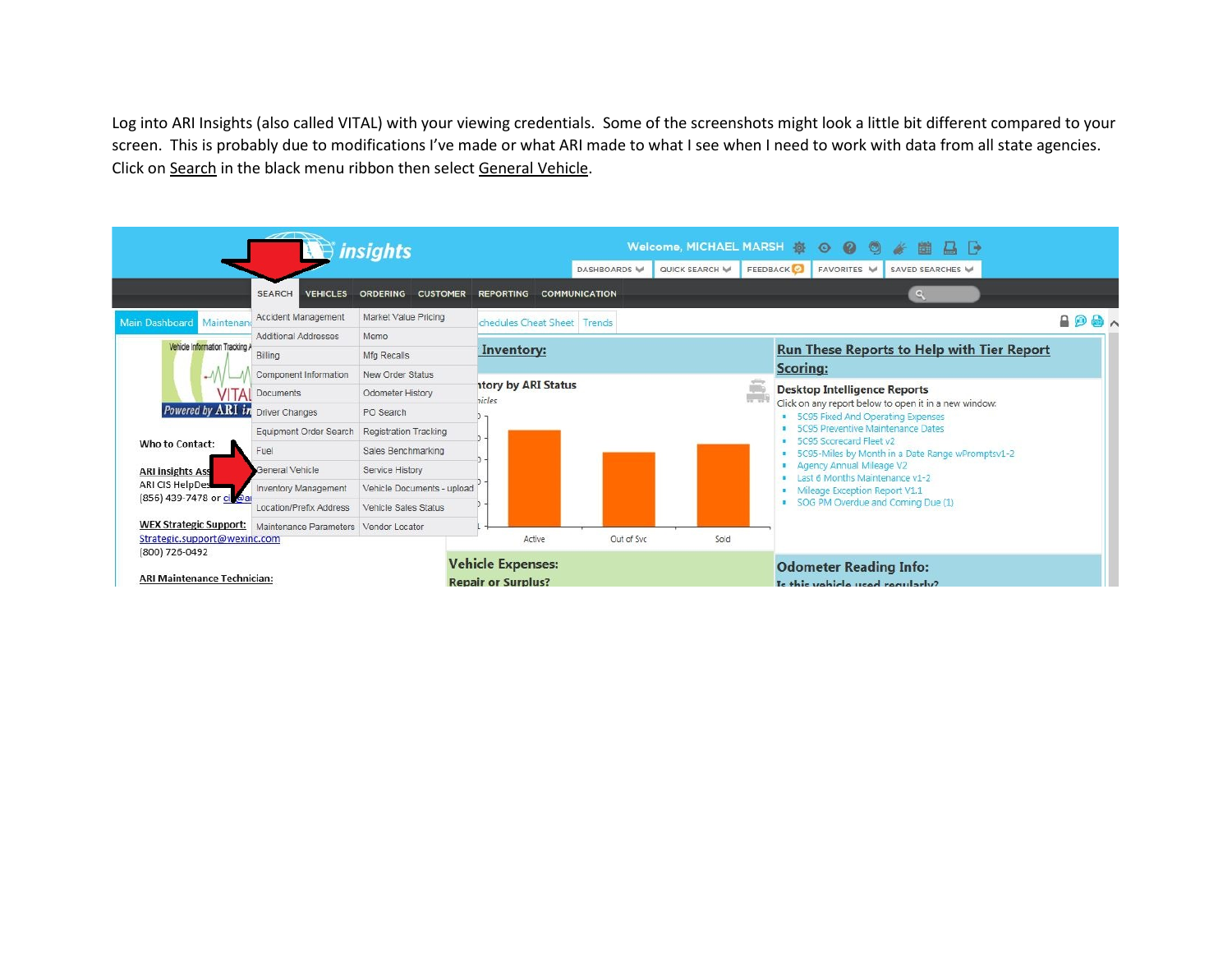Log into ARI Insights (also called VITAL) with your viewing credentials. Some of the screenshots might look a little bit different compared to your screen. This is probably due to modifications I've made or what ARI made to what I see when I need to work with data from all state agencies. Click on Search in the black menu ribbon then select General Vehicle.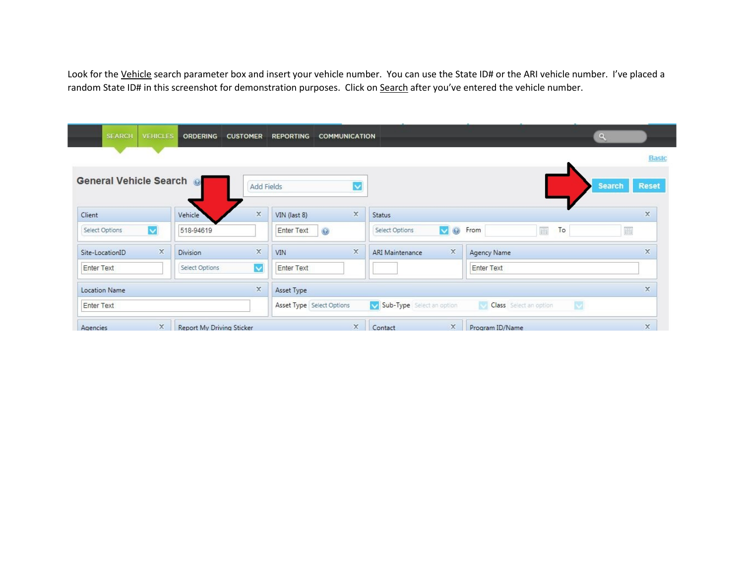Look for the Vehicle search parameter box and insert your vehicle number. You can use the State ID# or the ARI vehicle number. I've placed a random State ID# in this screenshot for demonstration purposes. Click on Search after you've entered the vehicle number.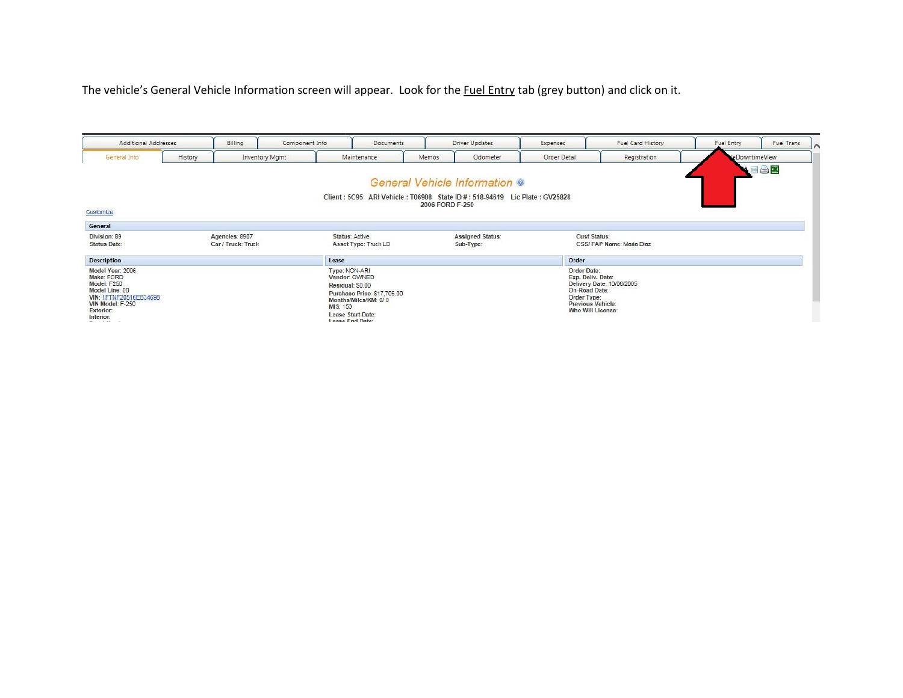The vehicle's General Vehicle Information screen will appear. Look for the Fuel Entry tab (grey button) and click on it.

| Additional Addresses | Billing | Component Info | Documents | Driver Updates | Expenses | Fuel Card History | Fuel Entry | Fuel Trans |
|---|---|---|---|---|---|---|---|---|
| General Info | History | Inventory Mgmt | Maintenance | Memos | Odometer | Order Detail | Registration | ...eDowntimeView |

## General Vehicle Information

Client : 5C95 ARI Vehicle : T06908 State ID # : 518-94619 Lic Plate : GV25828
2006 FORD F-250

Customize

**General**

| | | | | |
|---|---|---|---|---|
| Division: 89 | Agencies: 8907 | Status: Active | Assigned Status: | Cust Status: |
| Status Date: | Car / Truck: Truck | Asset Type: Truck LD | Sub-Type: | CSS/ FAP Name: Maria Diaz |

**Description**

- Model Year: 2006
- Make: FORD
- Model: F250
- Model Line: 00
- VIN: 1FTNF20516EB34698
- VIN Model: F-250
- Exterior:
- Interior:

**Lease**

- Type: NON-ARI
- Vendor: OWNED
- Residual: $0.00
- Purchase Price: $17,705.00
- Months/Miles/KM: 0/ 0
- MIS: 153
- Lease Start Date:
- Lease End Date:

**Order**

- Order Date:
- Exp. Deliv. Date:
- Delivery Date: 10/06/2005
- On-Road Date:
- Order Type:
- Previous Vehicle:
- Who Will License: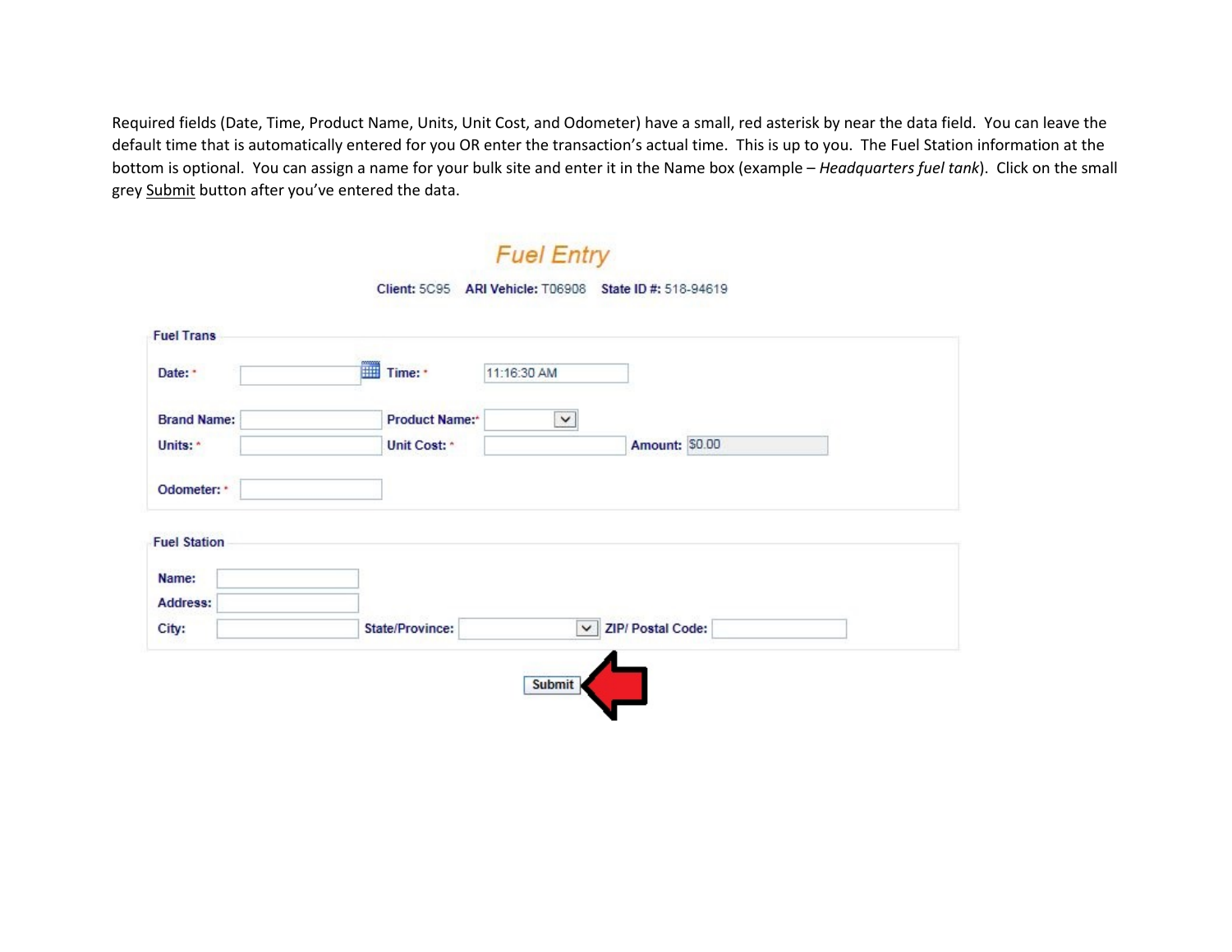Required fields (Date, Time, Product Name, Units, Unit Cost, and Odometer) have a small, red asterisk by near the data field. You can leave the default time that is automatically entered for you OR enter the transaction's actual time. This is up to you. The Fuel Station information at the bottom is optional. You can assign a name for your bulk site and enter it in the Name box (example – *Headquarters fuel tank*). Click on the small grey Submit button after you've entered the data.

Fuel Entry

Client: 5C95 ARI Vehicle: T06908 State ID #: 518-94619

Fuel Trans

Date: *

Time: * 11:16:30 AM

Brand Name:

Product Name: *

Units: *

Unit Cost: *

Amount: $0.00

Odometer: *

Fuel Station

Name:

Address:

City:

State/Province:

ZIP/ Postal Code:

Submit